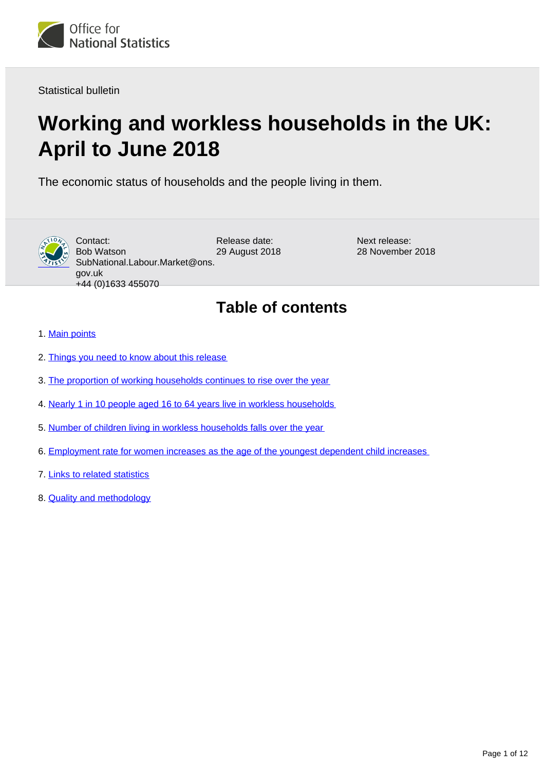Office for National Statistics

Statistical bulletin

# Working and workless households in the UK: April to June 2018

The economic status of households and the people living in them.

Contact:
Bob Watson
SubNational.Labour.Market@ons.gov.uk
+44 (0)1633 455070

Release date:
29 August 2018

Next release:
28 November 2018

## Table of contents

1. Main points
2. Things you need to know about this release
3. The proportion of working households continues to rise over the year
4. Nearly 1 in 10 people aged 16 to 64 years live in workless households
5. Number of children living in workless households falls over the year
6. Employment rate for women increases as the age of the youngest dependent child increases
7. Links to related statistics
8. Quality and methodology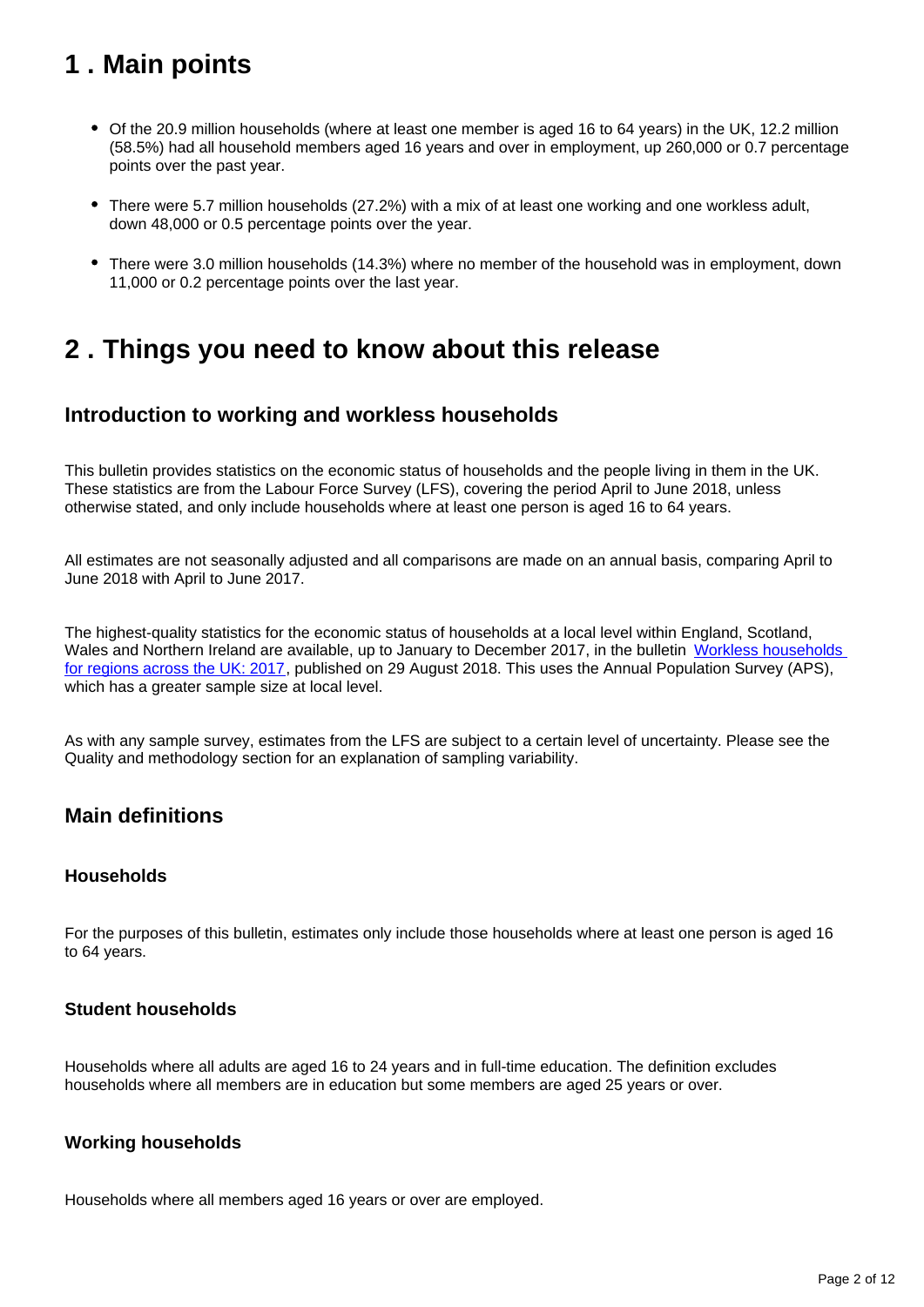## 1 . Main points

- Of the 20.9 million households (where at least one member is aged 16 to 64 years) in the UK, 12.2 million (58.5%) had all household members aged 16 years and over in employment, up 260,000 or 0.7 percentage points over the past year.
- There were 5.7 million households (27.2%) with a mix of at least one working and one workless adult, down 48,000 or 0.5 percentage points over the year.
- There were 3.0 million households (14.3%) where no member of the household was in employment, down 11,000 or 0.2 percentage points over the last year.

## 2 . Things you need to know about this release

### Introduction to working and workless households

This bulletin provides statistics on the economic status of households and the people living in them in the UK. These statistics are from the Labour Force Survey (LFS), covering the period April to June 2018, unless otherwise stated, and only include households where at least one person is aged 16 to 64 years.

All estimates are not seasonally adjusted and all comparisons are made on an annual basis, comparing April to June 2018 with April to June 2017.

The highest-quality statistics for the economic status of households at a local level within England, Scotland, Wales and Northern Ireland are available, up to January to December 2017, in the bulletin Workless households for regions across the UK: 2017, published on 29 August 2018. This uses the Annual Population Survey (APS), which has a greater sample size at local level.

As with any sample survey, estimates from the LFS are subject to a certain level of uncertainty. Please see the Quality and methodology section for an explanation of sampling variability.

### Main definitions

#### Households

For the purposes of this bulletin, estimates only include those households where at least one person is aged 16 to 64 years.

#### Student households

Households where all adults are aged 16 to 24 years and in full-time education. The definition excludes households where all members are in education but some members are aged 25 years or over.

#### Working households

Households where all members aged 16 years or over are employed.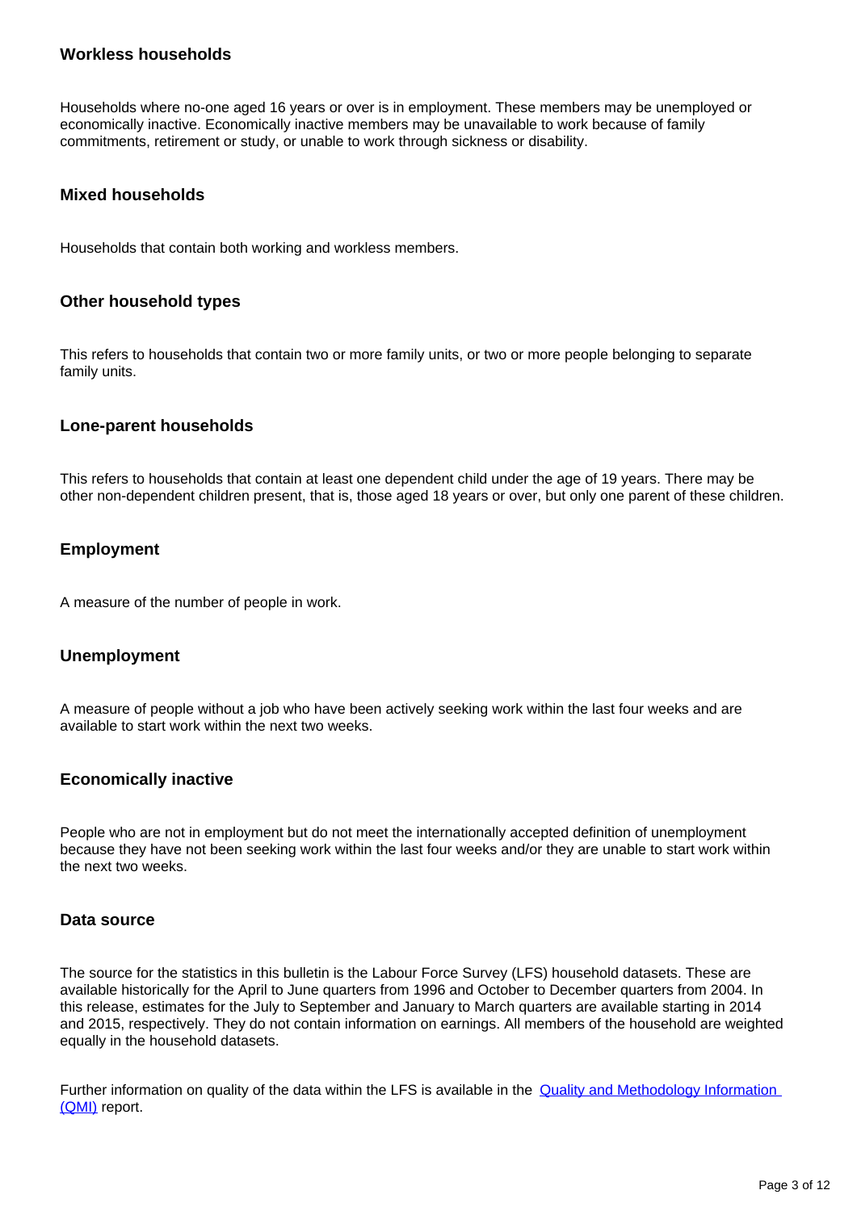### Workless households

Households where no-one aged 16 years or over is in employment. These members may be unemployed or economically inactive. Economically inactive members may be unavailable to work because of family commitments, retirement or study, or unable to work through sickness or disability.

### Mixed households

Households that contain both working and workless members.

### Other household types

This refers to households that contain two or more family units, or two or more people belonging to separate family units.

### Lone-parent households

This refers to households that contain at least one dependent child under the age of 19 years. There may be other non-dependent children present, that is, those aged 18 years or over, but only one parent of these children.

### Employment

A measure of the number of people in work.

### Unemployment

A measure of people without a job who have been actively seeking work within the last four weeks and are available to start work within the next two weeks.

### Economically inactive

People who are not in employment but do not meet the internationally accepted definition of unemployment because they have not been seeking work within the last four weeks and/or they are unable to start work within the next two weeks.

### Data source

The source for the statistics in this bulletin is the Labour Force Survey (LFS) household datasets. These are available historically for the April to June quarters from 1996 and October to December quarters from 2004. In this release, estimates for the July to September and January to March quarters are available starting in 2014 and 2015, respectively. They do not contain information on earnings. All members of the household are weighted equally in the household datasets.

Further information on quality of the data within the LFS is available in the Quality and Methodology Information (QMI) report.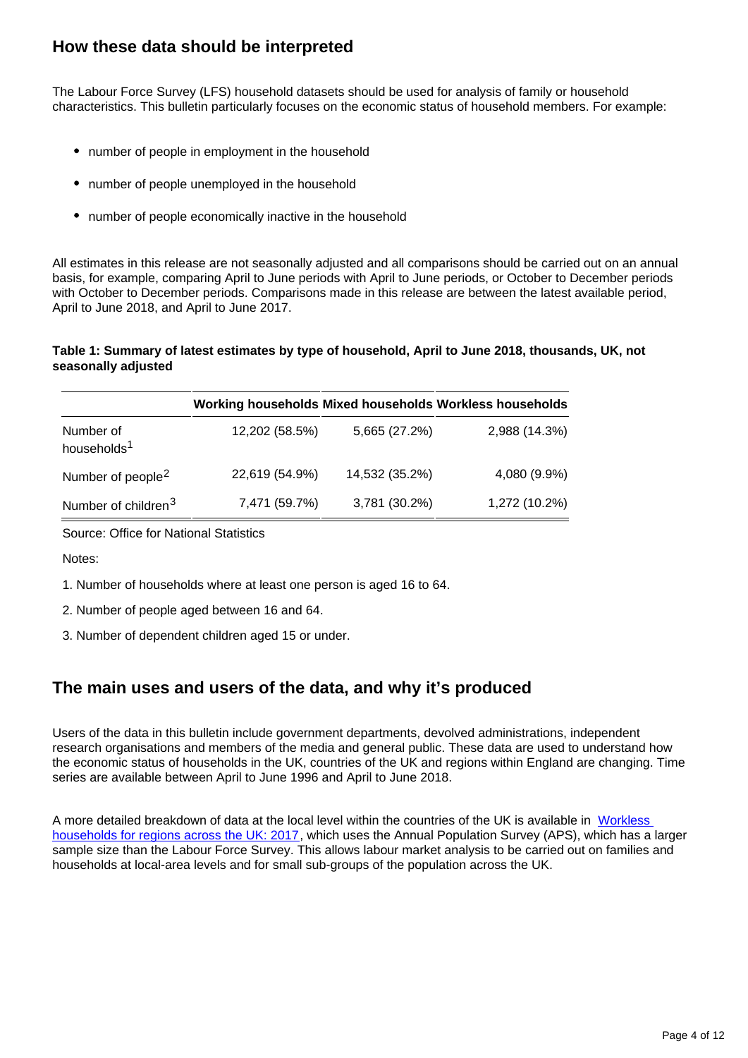## How these data should be interpreted

The Labour Force Survey (LFS) household datasets should be used for analysis of family or household characteristics. This bulletin particularly focuses on the economic status of household members. For example:

- number of people in employment in the household
- number of people unemployed in the household
- number of people economically inactive in the household

All estimates in this release are not seasonally adjusted and all comparisons should be carried out on an annual basis, for example, comparing April to June periods with April to June periods, or October to December periods with October to December periods. Comparisons made in this release are between the latest available period, April to June 2018, and April to June 2017.

**Table 1: Summary of latest estimates by type of household, April to June 2018, thousands, UK, not seasonally adjusted**

| | Working households | Mixed households | Workless households |
|---|---|---|---|
| Number of households[1] | 12,202 (58.5%) | 5,665 (27.2%) | 2,988 (14.3%) |
| Number of people[2] | 22,619 (54.9%) | 14,532 (35.2%) | 4,080 (9.9%) |
| Number of children[3] | 7,471 (59.7%) | 3,781 (30.2%) | 1,272 (10.2%) |

Source: Office for National Statistics

Notes:

1. Number of households where at least one person is aged 16 to 64.
2. Number of people aged between 16 and 64.
3. Number of dependent children aged 15 or under.

## The main uses and users of the data, and why it's produced

Users of the data in this bulletin include government departments, devolved administrations, independent research organisations and members of the media and general public. These data are used to understand how the economic status of households in the UK, countries of the UK and regions within England are changing. Time series are available between April to June 1996 and April to June 2018.

A more detailed breakdown of data at the local level within the countries of the UK is available in Workless households for regions across the UK: 2017, which uses the Annual Population Survey (APS), which has a larger sample size than the Labour Force Survey. This allows labour market analysis to be carried out on families and households at local-area levels and for small sub-groups of the population across the UK.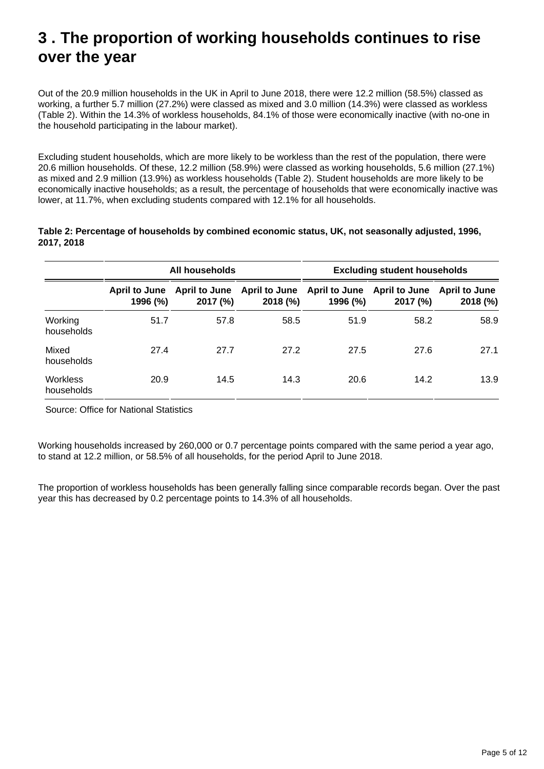# 3 . The proportion of working households continues to rise over the year

Out of the 20.9 million households in the UK in April to June 2018, there were 12.2 million (58.5%) classed as working, a further 5.7 million (27.2%) were classed as mixed and 3.0 million (14.3%) were classed as workless (Table 2). Within the 14.3% of workless households, 84.1% of those were economically inactive (with no-one in the household participating in the labour market).

Excluding student households, which are more likely to be workless than the rest of the population, there were 20.6 million households. Of these, 12.2 million (58.9%) were classed as working households, 5.6 million (27.1%) as mixed and 2.9 million (13.9%) as workless households (Table 2). Student households are more likely to be economically inactive households; as a result, the percentage of households that were economically inactive was lower, at 11.7%, when excluding students compared with 12.1% for all households.

**Table 2: Percentage of households by combined economic status, UK, not seasonally adjusted, 1996, 2017, 2018**

| | All households | | | Excluding student households | | |
|---|---|---|---|---|---|---|
| | April to June 1996 (%) | April to June 2017 (%) | April to June 2018 (%) | April to June 1996 (%) | April to June 2017 (%) | April to June 2018 (%) |
| Working households | 51.7 | 57.8 | 58.5 | 51.9 | 58.2 | 58.9 |
| Mixed households | 27.4 | 27.7 | 27.2 | 27.5 | 27.6 | 27.1 |
| Workless households | 20.9 | 14.5 | 14.3 | 20.6 | 14.2 | 13.9 |

Source: Office for National Statistics

Working households increased by 260,000 or 0.7 percentage points compared with the same period a year ago, to stand at 12.2 million, or 58.5% of all households, for the period April to June 2018.

The proportion of workless households has been generally falling since comparable records began. Over the past year this has decreased by 0.2 percentage points to 14.3% of all households.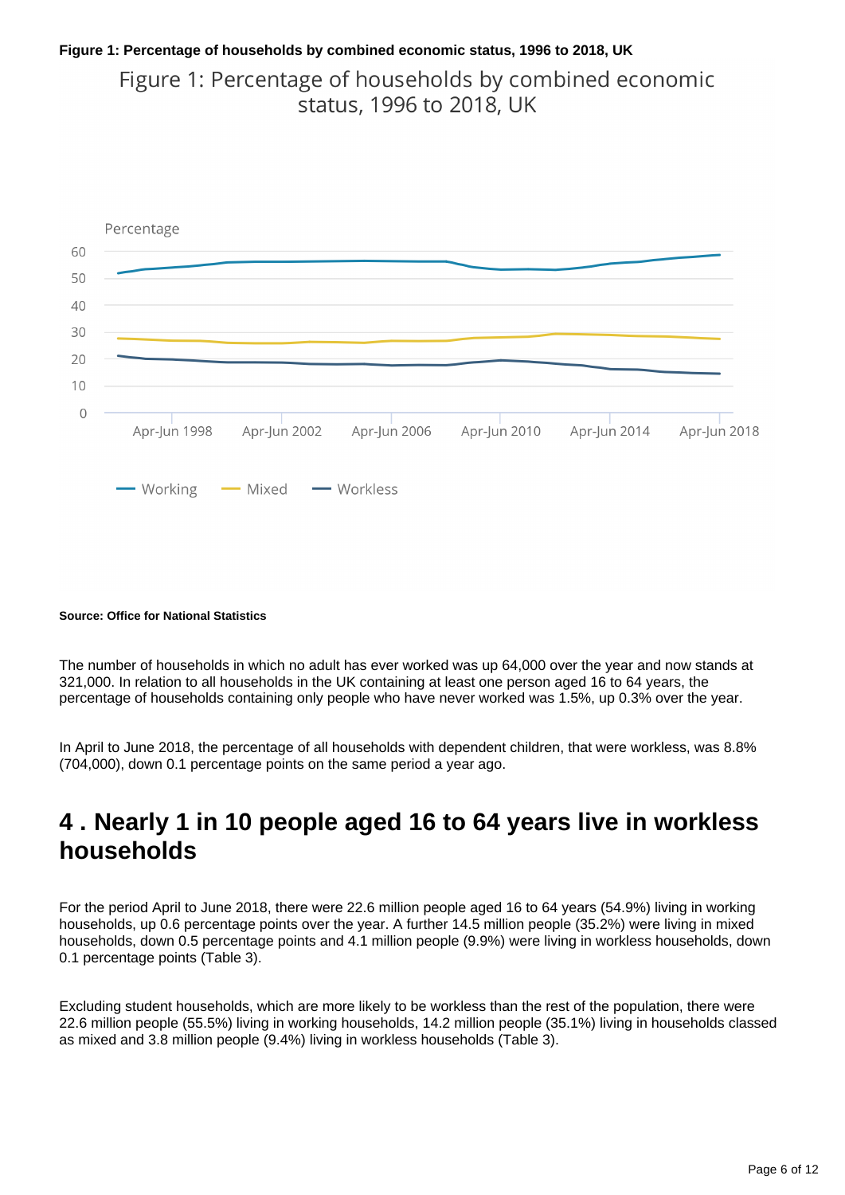**Figure 1: Percentage of households by combined economic status, 1996 to 2018, UK**

Source: Office for National Statistics

The number of households in which no adult has ever worked was up 64,000 over the year and now stands at 321,000. In relation to all households in the UK containing at least one person aged 16 to 64 years, the percentage of households containing only people who have never worked was 1.5%, up 0.3% over the year.

In April to June 2018, the percentage of all households with dependent children, that were workless, was 8.8% (704,000), down 0.1 percentage points on the same period a year ago.

## 4 . Nearly 1 in 10 people aged 16 to 64 years live in workless households

For the period April to June 2018, there were 22.6 million people aged 16 to 64 years (54.9%) living in working households, up 0.6 percentage points over the year. A further 14.5 million people (35.2%) were living in mixed households, down 0.5 percentage points and 4.1 million people (9.9%) were living in workless households, down 0.1 percentage points (Table 3).

Excluding student households, which are more likely to be workless than the rest of the population, there were 22.6 million people (55.5%) living in working households, 14.2 million people (35.1%) living in households classed as mixed and 3.8 million people (9.4%) living in workless households (Table 3).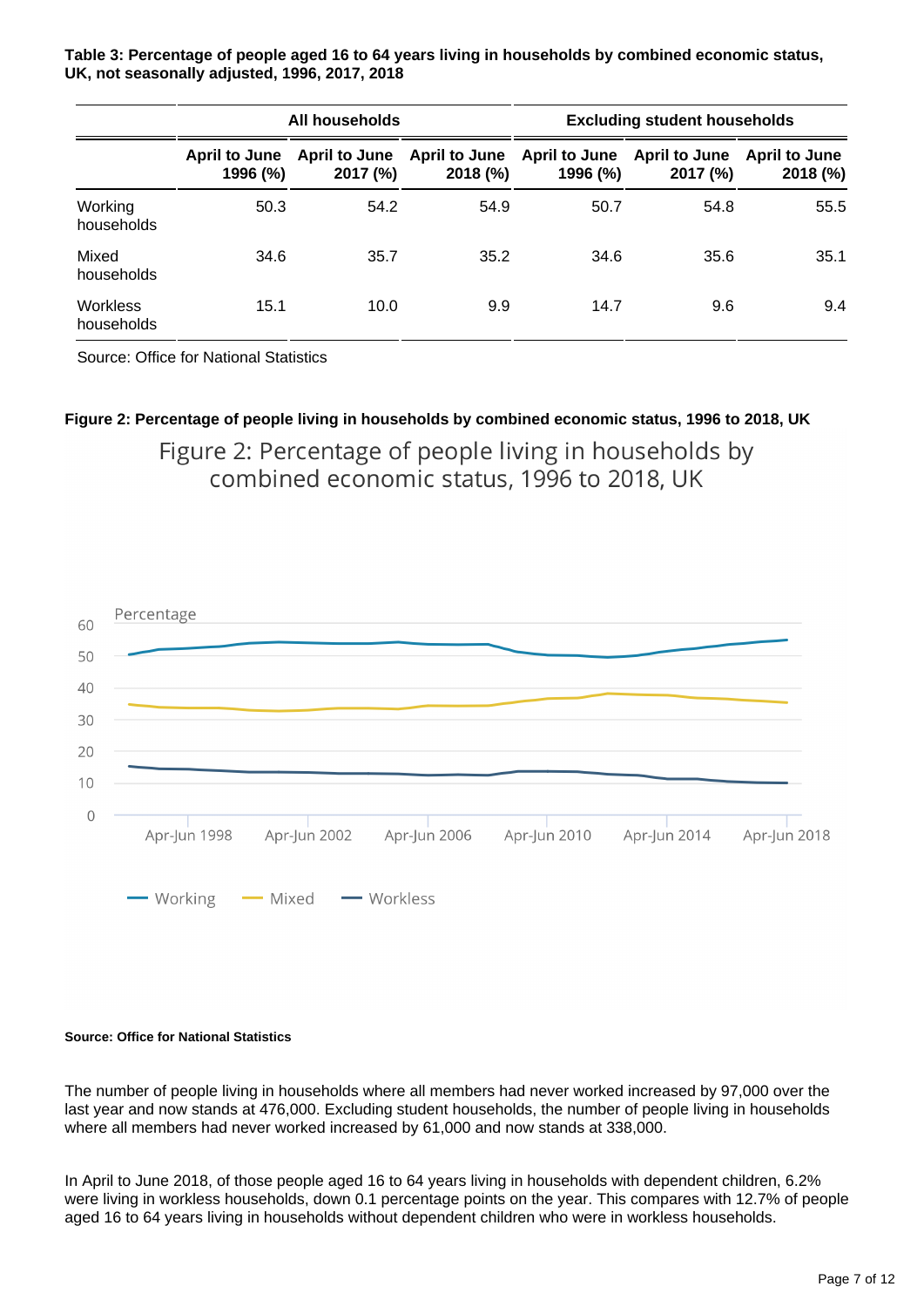**Table 3: Percentage of people aged 16 to 64 years living in households by combined economic status, UK, not seasonally adjusted, 1996, 2017, 2018**

| | All households | | | Excluding student households | | |
|---|---|---|---|---|---|---|
| | April to June 1996 (%) | April to June 2017 (%) | April to June 2018 (%) | April to June 1996 (%) | April to June 2017 (%) | April to June 2018 (%) |
| Working households | 50.3 | 54.2 | 54.9 | 50.7 | 54.8 | 55.5 |
| Mixed households | 34.6 | 35.7 | 35.2 | 34.6 | 35.6 | 35.1 |
| Workless households | 15.1 | 10.0 | 9.9 | 14.7 | 9.6 | 9.4 |

Source: Office for National Statistics

**Figure 2: Percentage of people living in households by combined economic status, 1996 to 2018, UK**

Figure 2: Percentage of people living in households by combined economic status, 1996 to 2018, UK

**Source: Office for National Statistics**

The number of people living in households where all members had never worked increased by 97,000 over the last year and now stands at 476,000. Excluding student households, the number of people living in households where all members had never worked increased by 61,000 and now stands at 338,000.

In April to June 2018, of those people aged 16 to 64 years living in households with dependent children, 6.2% were living in workless households, down 0.1 percentage points on the year. This compares with 12.7% of people aged 16 to 64 years living in households without dependent children who were in workless households.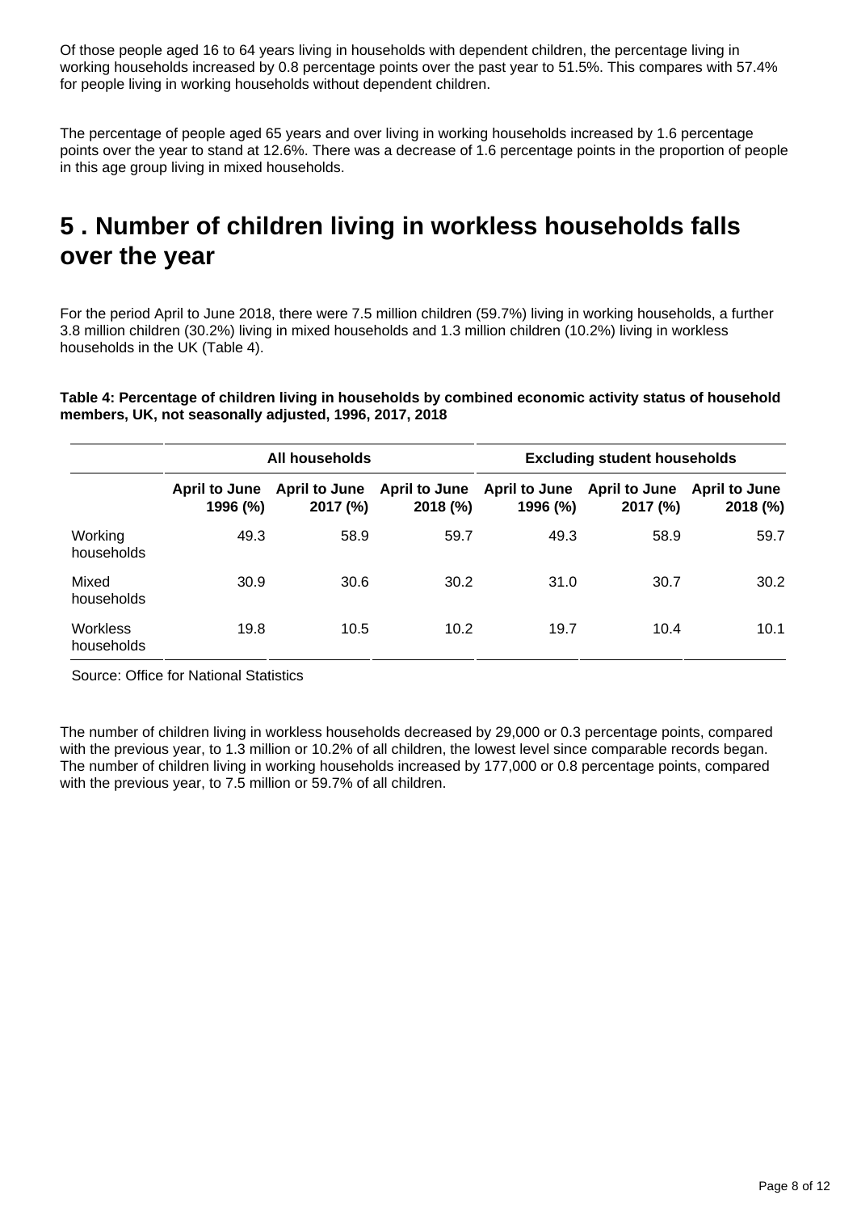Of those people aged 16 to 64 years living in households with dependent children, the percentage living in working households increased by 0.8 percentage points over the past year to 51.5%. This compares with 57.4% for people living in working households without dependent children.

The percentage of people aged 65 years and over living in working households increased by 1.6 percentage points over the year to stand at 12.6%. There was a decrease of 1.6 percentage points in the proportion of people in this age group living in mixed households.

# 5 . Number of children living in workless households falls over the year

For the period April to June 2018, there were 7.5 million children (59.7%) living in working households, a further 3.8 million children (30.2%) living in mixed households and 1.3 million children (10.2%) living in workless households in the UK (Table 4).

**Table 4: Percentage of children living in households by combined economic activity status of household members, UK, not seasonally adjusted, 1996, 2017, 2018**

| | All households | | | Excluding student households | | |
|---|---|---|---|---|---|---|
| | April to June 1996 (%) | April to June 2017 (%) | April to June 2018 (%) | April to June 1996 (%) | April to June 2017 (%) | April to June 2018 (%) |
| Working households | 49.3 | 58.9 | 59.7 | 49.3 | 58.9 | 59.7 |
| Mixed households | 30.9 | 30.6 | 30.2 | 31.0 | 30.7 | 30.2 |
| Workless households | 19.8 | 10.5 | 10.2 | 19.7 | 10.4 | 10.1 |

Source: Office for National Statistics

The number of children living in workless households decreased by 29,000 or 0.3 percentage points, compared with the previous year, to 1.3 million or 10.2% of all children, the lowest level since comparable records began. The number of children living in working households increased by 177,000 or 0.8 percentage points, compared with the previous year, to 7.5 million or 59.7% of all children.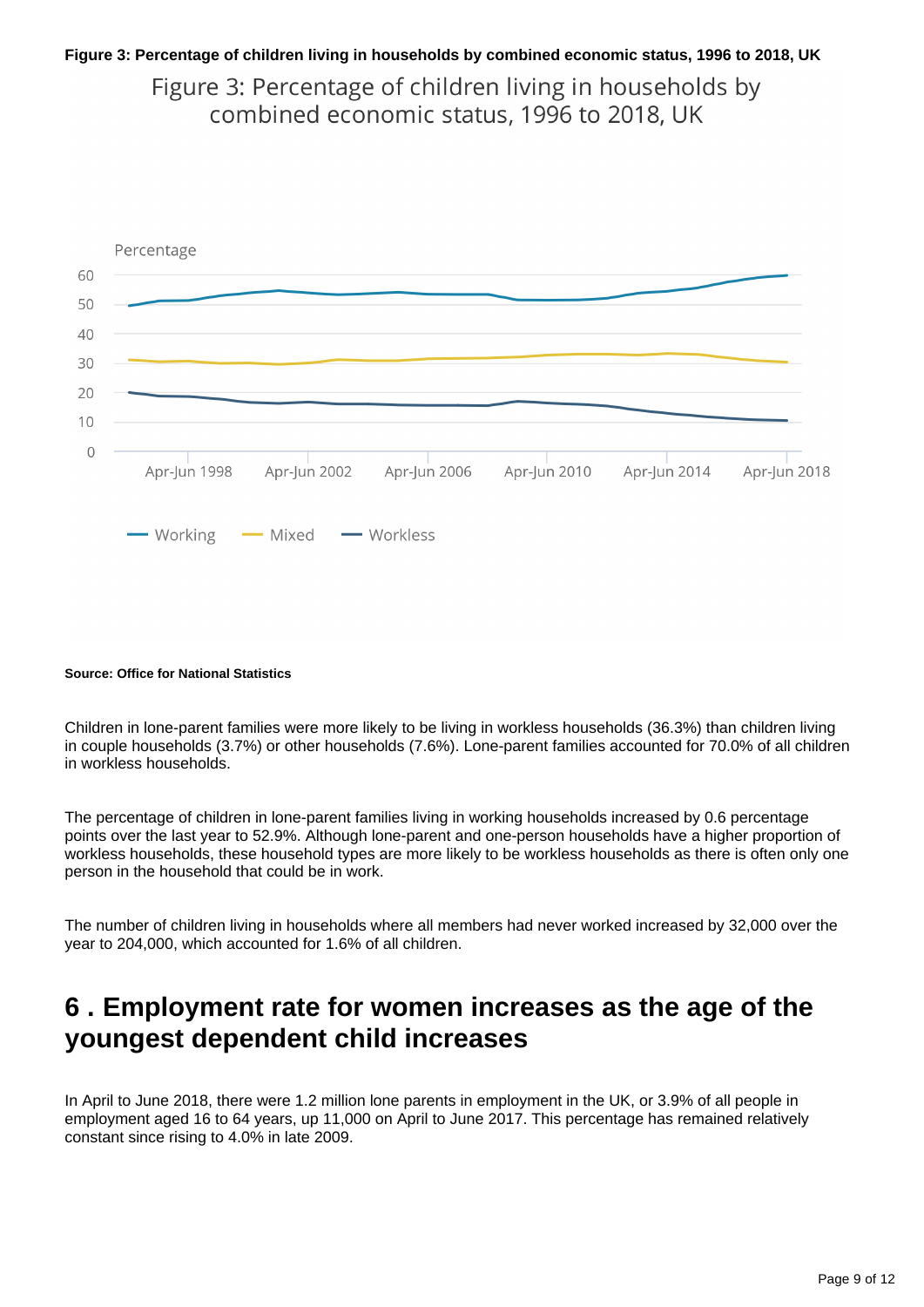**Figure 3: Percentage of children living in households by combined economic status, 1996 to 2018, UK**

Figure 3: Percentage of children living in households by combined economic status, 1996 to 2018, UK

Percentage

Working | Mixed | Workless

**Source: Office for National Statistics**

Children in lone-parent families were more likely to be living in workless households (36.3%) than children living in couple households (3.7%) or other households (7.6%). Lone-parent families accounted for 70.0% of all children in workless households.

The percentage of children in lone-parent families living in working households increased by 0.6 percentage points over the last year to 52.9%. Although lone-parent and one-person households have a higher proportion of workless households, these household types are more likely to be workless households as there is often only one person in the household that could be in work.

The number of children living in households where all members had never worked increased by 32,000 over the year to 204,000, which accounted for 1.6% of all children.

## 6 . Employment rate for women increases as the age of the youngest dependent child increases

In April to June 2018, there were 1.2 million lone parents in employment in the UK, or 3.9% of all people in employment aged 16 to 64 years, up 11,000 on April to June 2017. This percentage has remained relatively constant since rising to 4.0% in late 2009.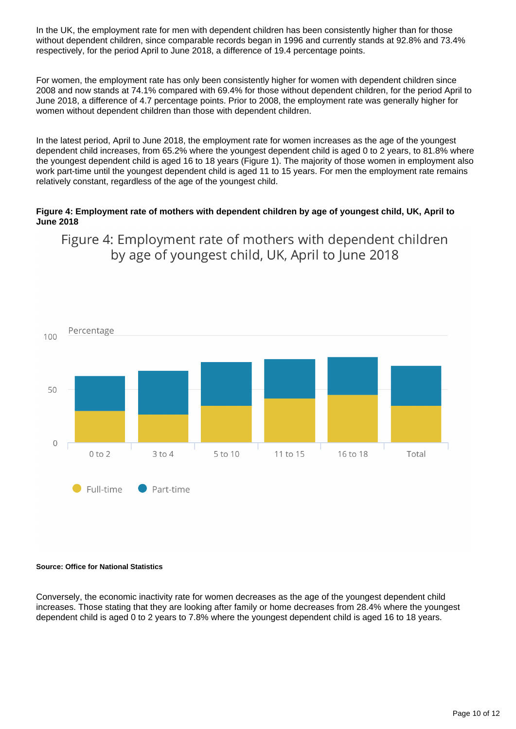In the UK, the employment rate for men with dependent children has been consistently higher than for those without dependent children, since comparable records began in 1996 and currently stands at 92.8% and 73.4% respectively, for the period April to June 2018, a difference of 19.4 percentage points.

For women, the employment rate has only been consistently higher for women with dependent children since 2008 and now stands at 74.1% compared with 69.4% for those without dependent children, for the period April to June 2018, a difference of 4.7 percentage points. Prior to 2008, the employment rate was generally higher for women without dependent children than those with dependent children.

In the latest period, April to June 2018, the employment rate for women increases as the age of the youngest dependent child increases, from 65.2% where the youngest dependent child is aged 0 to 2 years, to 81.8% where the youngest dependent child is aged 16 to 18 years (Figure 1). The majority of those women in employment also work part-time until the youngest dependent child is aged 11 to 15 years. For men the employment rate remains relatively constant, regardless of the age of the youngest child.

**Figure 4: Employment rate of mothers with dependent children by age of youngest child, UK, April to June 2018**

Figure 4: Employment rate of mothers with dependent children by age of youngest child, UK, April to June 2018

Percentage

0 to 2 | 3 to 4 | 5 to 10 | 11 to 15 | 16 to 18 | Total

Full-time | Part-time

**Source: Office for National Statistics**

Conversely, the economic inactivity rate for women decreases as the age of the youngest dependent child increases. Those stating that they are looking after family or home decreases from 28.4% where the youngest dependent child is aged 0 to 2 years to 7.8% where the youngest dependent child is aged 16 to 18 years.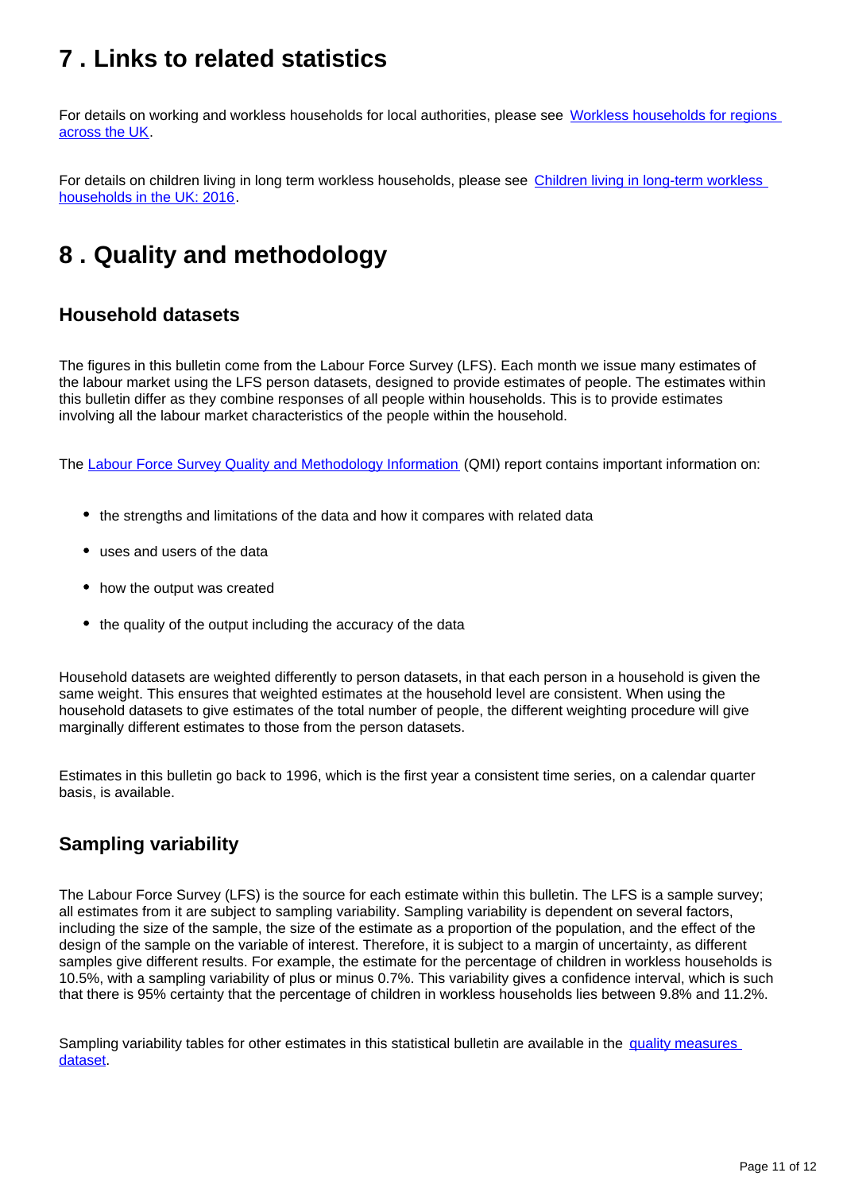## 7 . Links to related statistics

For details on working and workless households for local authorities, please see [Workless households for regions across the UK](#).

For details on children living in long term workless households, please see [Children living in long-term workless households in the UK: 2016](#).

## 8 . Quality and methodology

### Household datasets

The figures in this bulletin come from the Labour Force Survey (LFS). Each month we issue many estimates of the labour market using the LFS person datasets, designed to provide estimates of people. The estimates within this bulletin differ as they combine responses of all people within households. This is to provide estimates involving all the labour market characteristics of the people within the household.

The [Labour Force Survey Quality and Methodology Information](#) (QMI) report contains important information on:

- the strengths and limitations of the data and how it compares with related data
- uses and users of the data
- how the output was created
- the quality of the output including the accuracy of the data

Household datasets are weighted differently to person datasets, in that each person in a household is given the same weight. This ensures that weighted estimates at the household level are consistent. When using the household datasets to give estimates of the total number of people, the different weighting procedure will give marginally different estimates to those from the person datasets.

Estimates in this bulletin go back to 1996, which is the first year a consistent time series, on a calendar quarter basis, is available.

### Sampling variability

The Labour Force Survey (LFS) is the source for each estimate within this bulletin. The LFS is a sample survey; all estimates from it are subject to sampling variability. Sampling variability is dependent on several factors, including the size of the sample, the size of the estimate as a proportion of the population, and the effect of the design of the sample on the variable of interest. Therefore, it is subject to a margin of uncertainty, as different samples give different results. For example, the estimate for the percentage of children in workless households is 10.5%, with a sampling variability of plus or minus 0.7%. This variability gives a confidence interval, which is such that there is 95% certainty that the percentage of children in workless households lies between 9.8% and 11.2%.

Sampling variability tables for other estimates in this statistical bulletin are available in the [quality measures dataset](#).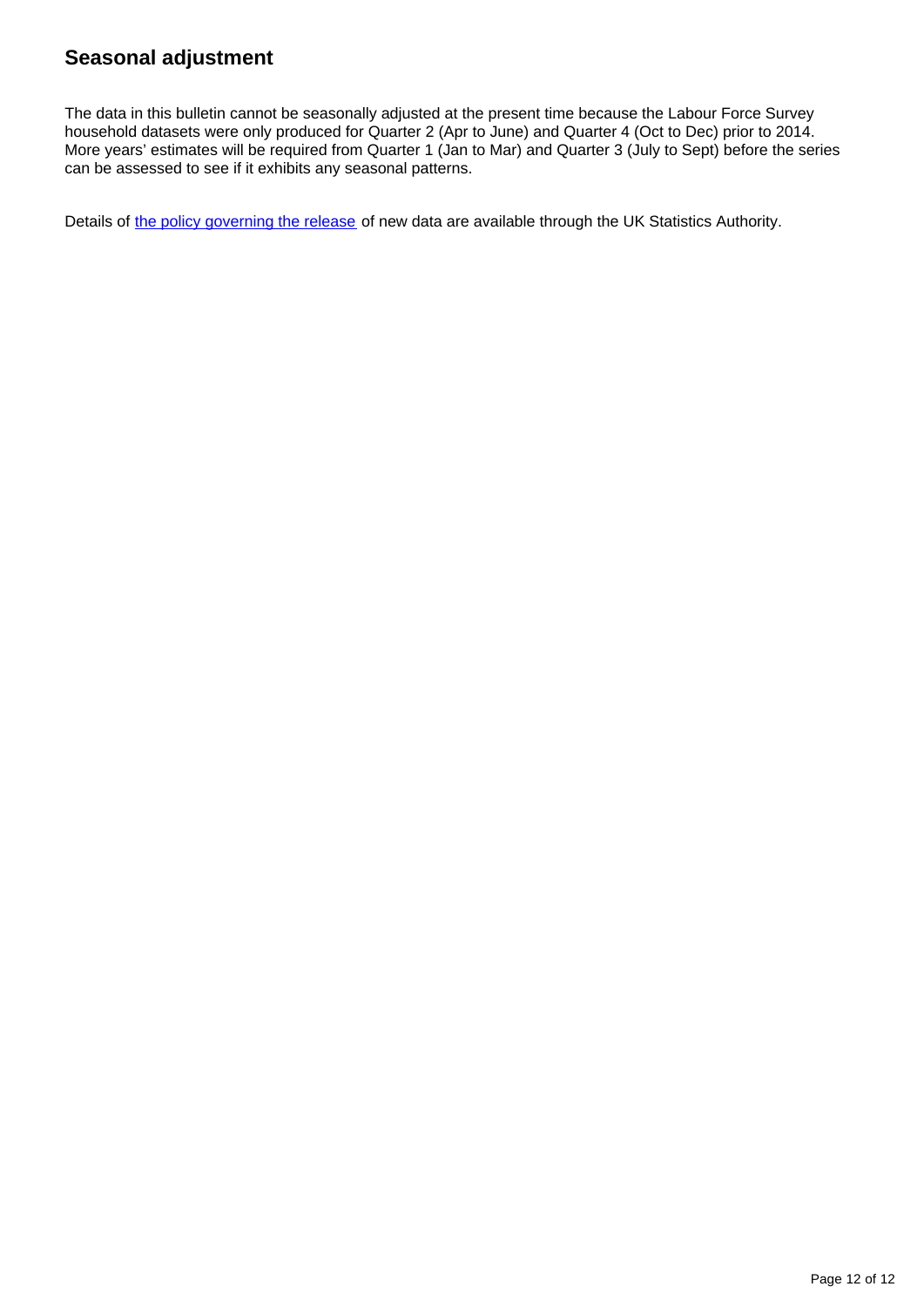## Seasonal adjustment

The data in this bulletin cannot be seasonally adjusted at the present time because the Labour Force Survey household datasets were only produced for Quarter 2 (Apr to June) and Quarter 4 (Oct to Dec) prior to 2014. More years' estimates will be required from Quarter 1 (Jan to Mar) and Quarter 3 (July to Sept) before the series can be assessed to see if it exhibits any seasonal patterns.

Details of [the policy governing the release] of new data are available through the UK Statistics Authority.